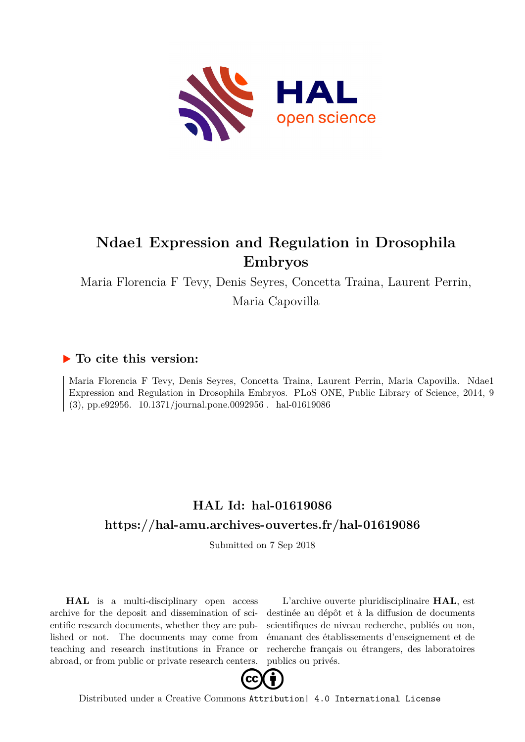# Ndae1 Expression and Regulation in Drosophila Embryos

Maria Florencia F Tevy, Denis Seyres, Concetta Traina, Laurent Perrin, Maria Capovilla

## ▶ To cite this version:

Maria Florencia F Tevy, Denis Seyres, Concetta Traina, Laurent Perrin, Maria Capovilla. Ndae1 Expression and Regulation in Drosophila Embryos. PLoS ONE, Public Library of Science, 2014, 9 (3), pp.e92956. 10.1371/journal.pone.0092956 . hal-01619086

## HAL Id: hal-01619086

## https://hal-amu.archives-ouvertes.fr/hal-01619086

Submitted on 7 Sep 2018

**HAL** is a multi-disciplinary open access archive for the deposit and dissemination of scientific research documents, whether they are published or not. The documents may come from teaching and research institutions in France or abroad, or from public or private research centers.

L'archive ouverte pluridisciplinaire **HAL**, est destinée au dépôt et à la diffusion de documents scientifiques de niveau recherche, publiés ou non, émanant des établissements d'enseignement et de recherche français ou étrangers, des laboratoires publics ou privés.

Distributed under a Creative Commons Attribution| 4.0 International License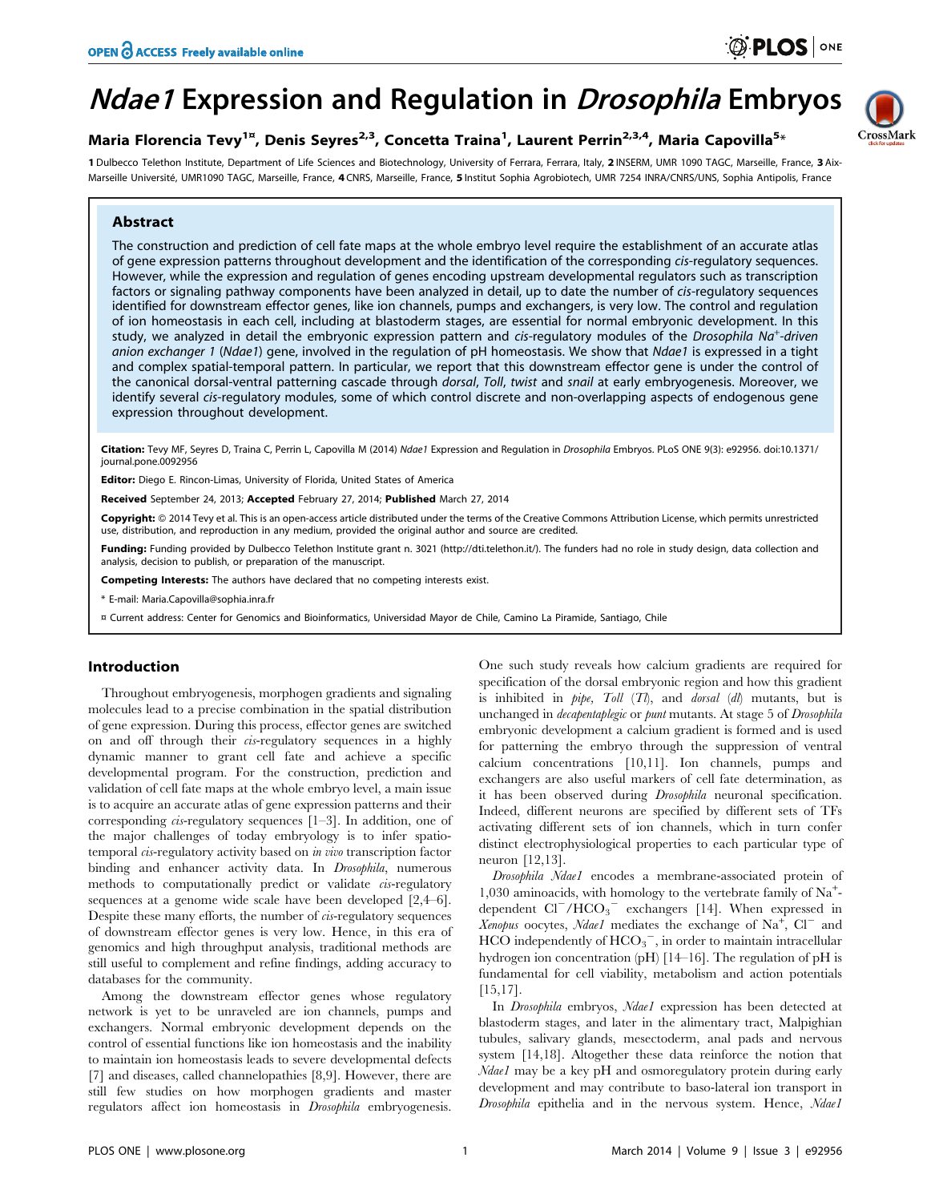# *Ndae1* Expression and Regulation in *Drosophila* Embryos

**Maria Florencia Tevy[1¤], Denis Seyres[2,3], Concetta Traina[1], Laurent Perrin[2,3,4], Maria Capovilla[5*]**

1 Dulbecco Telethon Institute, Department of Life Sciences and Biotechnology, University of Ferrara, Ferrara, Italy, 2 INSERM, UMR 1090 TAGC, Marseille, France, 3 Aix-Marseille Université, UMR1090 TAGC, Marseille, France, 4 CNRS, Marseille, France, 5 Institut Sophia Agrobiotech, UMR 7254 INRA/CNRS/UNS, Sophia Antipolis, France

## Abstract

The construction and prediction of cell fate maps at the whole embryo level require the establishment of an accurate atlas of gene expression patterns throughout development and the identification of the corresponding *cis*-regulatory sequences. However, while the expression and regulation of genes encoding upstream developmental regulators such as transcription factors or signaling pathway components have been analyzed in detail, up to date the number of *cis*-regulatory sequences identified for downstream effector genes, like ion channels, pumps and exchangers, is very low. The control and regulation of ion homeostasis in each cell, including at blastoderm stages, are essential for normal embryonic development. In this study, we analyzed in detail the embryonic expression pattern and *cis*-regulatory modules of the *Drosophila* $Na^+$-*driven anion exchanger 1* (*Ndae1*) gene, involved in the regulation of pH homeostasis. We show that *Ndae1* is expressed in a tight and complex spatial-temporal pattern. In particular, we report that this downstream effector gene is under the control of the canonical dorsal-ventral patterning cascade through *dorsal*, *Toll*, *twist* and *snail* at early embryogenesis. Moreover, we identify several *cis*-regulatory modules, some of which control discrete and non-overlapping aspects of endogenous gene expression throughout development.

**Citation:** Tevy MF, Seyres D, Traina C, Perrin L, Capovilla M (2014) *Ndae1* Expression and Regulation in *Drosophila* Embryos. PLoS ONE 9(3): e92956. doi:10.1371/journal.pone.0092956

**Editor:** Diego E. Rincon-Limas, University of Florida, United States of America

**Received** September 24, 2013; **Accepted** February 27, 2014; **Published** March 27, 2014

**Copyright:** © 2014 Tevy et al. This is an open-access article distributed under the terms of the Creative Commons Attribution License, which permits unrestricted use, distribution, and reproduction in any medium, provided the original author and source are credited.

**Funding:** Funding provided by Dulbecco Telethon Institute grant n. 3021 (http://dti.telethon.it/). The funders had no role in study design, data collection and analysis, decision to publish, or preparation of the manuscript.

**Competing Interests:** The authors have declared that no competing interests exist.

\* E-mail: Maria.Capovilla@sophia.inra.fr

¤ Current address: Center for Genomics and Bioinformatics, Universidad Mayor de Chile, Camino La Piramide, Santiago, Chile

## Introduction

Throughout embryogenesis, morphogen gradients and signaling molecules lead to a precise combination in the spatial distribution of gene expression. During this process, effector genes are switched on and off through their *cis*-regulatory sequences in a highly dynamic manner to grant cell fate and achieve a specific developmental program. For the construction, prediction and validation of cell fate maps at the whole embryo level, a main issue is to acquire an accurate atlas of gene expression patterns and their corresponding *cis*-regulatory sequences [1–3]. In addition, one of the major challenges of today embryology is to infer spatio-temporal *cis*-regulatory activity based on *in vivo* transcription factor binding and enhancer activity data. In *Drosophila*, numerous methods to computationally predict or validate *cis*-regulatory sequences at a genome wide scale have been developed [2,4–6]. Despite these many efforts, the number of *cis*-regulatory sequences of downstream effector genes is very low. Hence, in this era of genomics and high throughput analysis, traditional methods are still useful to complement and refine findings, adding accuracy to databases for the community.

Among the downstream effector genes whose regulatory network is yet to be unraveled are ion channels, pumps and exchangers. Normal embryonic development depends on the control of essential functions like ion homeostasis and the inability to maintain ion homeostasis leads to severe developmental defects [7] and diseases, called channelopathies [8,9]. However, there are still few studies on how morphogen gradients and master regulators affect ion homeostasis in *Drosophila* embryogenesis. One such study reveals how calcium gradients are required for specification of the dorsal embryonic region and how this gradient is inhibited in *pipe*, *Toll* (*Tl*), and *dorsal* (*dl*) mutants, but is unchanged in *decapentaplegic* or *punt* mutants. At stage 5 of *Drosophila* embryonic development a calcium gradient is formed and is used for patterning the embryo through the suppression of ventral calcium concentrations [10,11]. Ion channels, pumps and exchangers are also useful markers of cell fate determination, as it has been observed during *Drosophila* neuronal specification. Indeed, different neurons are specified by different sets of TFs activating different sets of ion channels, which in turn confer distinct electrophysiological properties to each particular type of neuron [12,13].

*Drosophila Ndae1* encodes a membrane-associated protein of 1,030 aminoacids, with homology to the vertebrate family of $Na^+$-dependent $Cl^-/HCO_3^-$ exchangers [14]. When expressed in *Xenopus* oocytes, *Ndae1* mediates the exchange of $Na^+$, $Cl^-$ and HCO independently of $HCO_3^-$, in order to maintain intracellular hydrogen ion concentration (pH) [14–16]. The regulation of pH is fundamental for cell viability, metabolism and action potentials [15,17].

In *Drosophila* embryos, *Ndae1* expression has been detected at blastoderm stages, and later in the alimentary tract, Malpighian tubules, salivary glands, mesectoderm, anal pads and nervous system [14,18]. Altogether these data reinforce the notion that *Ndae1* may be a key pH and osmoregulatory protein during early development and may contribute to baso-lateral ion transport in *Drosophila* epithelia and in the nervous system. Hence, *Ndae1*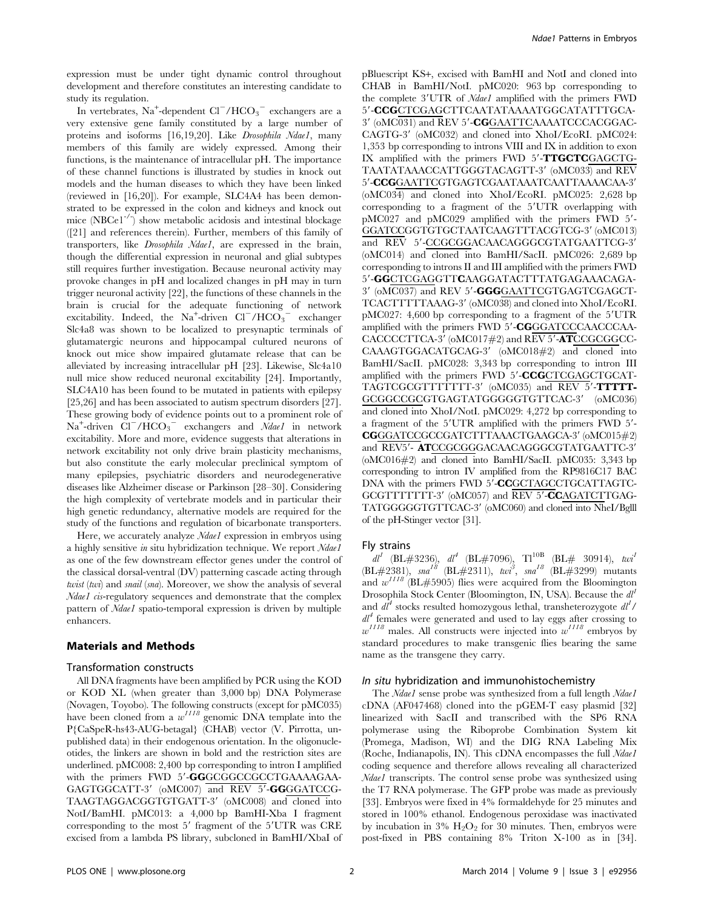expression must be under tight dynamic control throughout development and therefore constitutes an interesting candidate to study its regulation.

In vertebrates, $Na^+$-dependent $Cl^-/HCO_3^-$ exchangers are a very extensive gene family constituted by a large number of proteins and isoforms [16,19,20]. Like *Drosophila Ndae1*, many members of this family are widely expressed. Among their functions, is the maintenance of intracellular pH. The importance of these channel functions is illustrated by studies in knock out models and the human diseases to which they have been linked (reviewed in [16,20]). For example, SLC4A4 has been demonstrated to be expressed in the colon and kidneys and knock out mice ($NBCe1^{-/-}$) show metabolic acidosis and intestinal blockage ([21] and references therein). Further, members of this family of transporters, like *Drosophila Ndae1*, are expressed in the brain, though the differential expression in neuronal and glial subtypes still requires further investigation. Because neuronal activity may provoke changes in pH and localized changes in pH may in turn trigger neuronal activity [22], the functions of these channels in the brain is crucial for the adequate functioning of network excitability. Indeed, the $Na^+$-driven $Cl^-/HCO_3^-$ exchanger Slc4a8 was shown to be localized to presynaptic terminals of glutamatergic neurons and hippocampal cultured neurons of knock out mice show impaired glutamate release that can be alleviated by increasing intracellular pH [23]. Likewise, Slc4a10 null mice show reduced neuronal excitability [24]. Importantly, SLC4A10 has been found to be mutated in patients with epilepsy [25,26] and has been associated to autism spectrum disorders [27]. These growing body of evidence points out to a prominent role of $Na^+$-driven $Cl^-/HCO_3^-$ exchangers and *Ndae1* in network excitability. More and more, evidence suggests that alterations in network excitability not only drive brain plasticity mechanisms, but also constitute the early molecular preclinical symptom of many epilepsies, psychiatric disorders and neurodegenerative diseases like Alzheimer disease or Parkinson [28–30]. Considering the high complexity of vertebrate models and in particular their high genetic redundancy, alternative models are required for the study of the functions and regulation of bicarbonate transporters.

Here, we accurately analyze *Ndae1* expression in embryos using a highly sensitive *in situ* hybridization technique. We report *Ndae1* as one of the few downstream effector genes under the control of the classical dorsal-ventral (DV) patterning cascade acting through *twist* (*twi*) and *snail* (*sna*). Moreover, we show the analysis of several *Ndae1 cis*-regulatory sequences and demonstrate that the complex pattern of *Ndae1* spatio-temporal expression is driven by multiple enhancers.

## Materials and Methods

### Transformation constructs

All DNA fragments have been amplified by PCR using the KOD or KOD XL (when greater than 3,000 bp) DNA Polymerase (Novagen, Toyobo). The following constructs (except for pMC035) have been cloned from a $w^{1118}$ genomic DNA template into the P{CaSpeR-hs43-AUG-betagal} (CHAB) vector (V. Pirrotta, unpublished data) in their endogenous orientation. In the oligonucleotides, the linkers are shown in bold and the restriction sites are underlined. pMC008: 2,400 bp corresponding to intron I amplified with the primers FWD 5′-**GG**GCGGCCGCCTGAAAAGAAGAGTGGCATT-3′ (oMC007) and REV 5′-**GG**GGATCCGTAAGTAGGACGGTGTGATT-3′ (oMC008) and cloned into NotI/BamHI. pMC013: a 4,000 bp BamHI-Xba I fragment corresponding to the most 5′ fragment of the 5′UTR was CRE excised from a lambda PS library, subcloned in BamHI/XbaI of pBluescript KS+, excised with BamHI and NotI and cloned into CHAB in BamHI/NotI. pMC020: 963 bp corresponding to the complete 3′UTR of *Ndae1* amplified with the primers FWD 5′-**CCG**CTCGAGCTTCAATATAAAATGGCATATTTGCA-3′ (oMC031) and REV 5′-**CG**GAATTCAAAATCCCACGGACCAGTG-3′ (oMC032) and cloned into XhoI/EcoRI. pMC024: 1,353 bp corresponding to introns VIII and IX in addition to exon IX amplified with the primers FWD 5′-**TTGCTC**GAGCTGTAATATAAACCATTGGGTACAGTT-3′ (oMC033) and REV 5′-**CCG**GAATTCGTGAGTCGAATAAATCAATTAAAACAA-3′ (oMC034) and cloned into XhoI/EcoRI. pMC025: 2,628 bp corresponding to a fragment of the 5′UTR overlapping with pMC027 and pMC029 amplified with the primers FWD 5′-GGATCCGGTGTGCTAATCAAGTTTACGTCG-3′ (oMC013) and REV 5′-CCGCGGACAACAGGGCGTATGAATTCG-3′ (oMC014) and cloned into BamHI/SacII. pMC026: 2,689 bp corresponding to introns II and III amplified with the primers FWD 5′-**GG**CTCGAGGTT**C**AAGGATACTTTATGAGAAACAGA-3′ (oMC037) and REV 5′-**GGG**GAATTCGTGAGTCGAGCTTCACTTTTTAAAG-3′ (oMC038) and cloned into XhoI/EcoRI. pMC027: 4,600 bp corresponding to a fragment of the 5′UTR amplified with the primers FWD 5′-**CG**GGATCCCAACCCAACACCCCTTCA-3′ (oMC017#2) and REV 5′-**AT**CCGCGGCCCAAAGTGGACATGCAG-3′ (oMC018#2) and cloned into BamHI/SacII. pMC028: 3,343 bp corresponding to intron III amplified with the primers FWD 5′-**CCG**CTCGAGCTGCATTAGTCGCGTTTTTTT-3′ (oMC035) and REV 5′-**TTTTT**GCGGCCGCGTGAGTATGGGGGTGTTCAC-3′ (oMC036) and cloned into XhoI/NotI. pMC029: 4,272 bp corresponding to a fragment of the 5′UTR amplified with the primers FWD 5′-**CG**GGATCCGCCGATCTTTAAACTGAAGCA-3′ (oMC015#2) and REV5′- **AT**CCGCGGGACAACAGGGCGTATGAATTC-3′ (oMC016#2) and cloned into BamHI/SacII. pMC035: 3,343 bp corresponding to intron IV amplified from the RP9816C17 BAC DNA with the primers FWD 5′-**CC**GCTAGCCTGCATTAGTCGCGTTTTTTT-3′ (oMC057) and REV 5′-**CC**AGATCTTGAGTATGGGGGTGTTCAC-3′ (oMC060) and cloned into NheI/BglII of the pH-Stinger vector [31].

### Fly strains

$dl^1$ (BL#3236), $dl^4$ (BL#7096), $Tl^{10B}$ (BL# 30914), $twi^1$ (BL#2381), $sna^{18}$ (BL#2311), $twi^3$, $sna^{18}$ (BL#3299) mutants and $w^{1118}$ (BL#5905) flies were acquired from the Bloomington Drosophila Stock Center (Bloomington, IN, USA). Because the $dl^1$ and $dl^4$ stocks resulted homozygous lethal, transheterozygote $dl^1/dl^4$ females were generated and used to lay eggs after crossing to $w^{1118}$ males. All constructs were injected into $w^{1118}$ embryos by standard procedures to make transgenic flies bearing the same name as the transgene they carry.

### *In situ* hybridization and immunohistochemistry

The *Ndae1* sense probe was synthesized from a full length *Ndae1* cDNA (AF047468) cloned into the pGEM-T easy plasmid [32] linearized with SacII and transcribed with the SP6 RNA polymerase using the Riboprobe Combination System kit (Promega, Madison, WI) and the DIG RNA Labeling Mix (Roche, Indianapolis, IN). This cDNA encompasses the full *Ndae1* coding sequence and therefore allows revealing all characterized *Ndae1* transcripts. The control sense probe was synthesized using the T7 RNA polymerase. The GFP probe was made as previously [33]. Embryos were fixed in 4% formaldehyde for 25 minutes and stored in 100% ethanol. Endogenous peroxidase was inactivated by incubation in 3% $H_2O_2$ for 30 minutes. Then, embryos were post-fixed in PBS containing 8% Triton X-100 as in [34].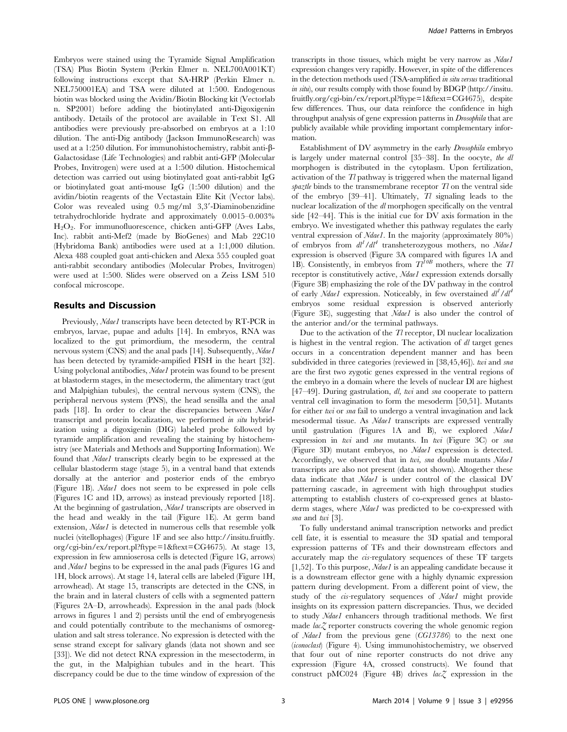Embryos were stained using the Tyramide Signal Amplification (TSA) Plus Biotin System (Perkin Elmer n. NEL700A001KT) following instructions except that SA-HRP (Perkin Elmer n. NEL750001EA) and TSA were diluted at 1:500. Endogenous biotin was blocked using the Avidin/Biotin Blocking kit (Vectorlab n. SP2001) before adding the biotinylated anti-Digoxigenin antibody. Details of the protocol are available in Text S1. All antibodies were previously pre-absorbed on embryos at a 1:10 dilution. The anti-Dig antibody (Jackson ImmunoResearch) was used at a 1:250 dilution. For immunohistochemistry, rabbit anti-β-Galactosidase (Life Technologies) and rabbit anti-GFP (Molecular Probes, Invitrogen) were used at a 1:500 dilution. Histochemical detection was carried out using biotinylated goat anti-rabbit IgG or biotinylated goat anti-mouse IgG (1:500 dilution) and the avidin/biotin reagents of the Vectastain Elite Kit (Vector labs). Color was revealed using 0.5 mg/ml 3,3′-Diaminobenzidine tetrahydrochloride hydrate and approximately 0.0015–0.003% $H_2O_2$. For immunofluorescence, chicken anti-GFP (Aves Labs, Inc). rabbit anti-Mef2 (made by BioGenes) and Mab 22C10 (Hybridoma Bank) antibodies were used at a 1:1,000 dilution. Alexa 488 coupled goat anti-chicken and Alexa 555 coupled goat anti-rabbit secondary antibodies (Molecular Probes, Invitrogen) were used at 1:500. Slides were observed on a Zeiss LSM 510 confocal microscope.

## Results and Discussion

Previously, *Ndae1* transcripts have been detected by RT-PCR in embryos, larvae, pupae and adults [14]. In embryos, RNA was localized to the gut primordium, the mesoderm, the central nervous system (CNS) and the anal pads [14]. Subsequently, *Ndae1* has been detected by tyramide-ampified FISH in the heart [32]. Using polyclonal antibodies, *Ndae1* protein was found to be present at blastoderm stages, in the mesectoderm, the alimentary tract (gut and Malpighian tubules), the central nervous system (CNS), the peripheral nervous system (PNS), the head sensilla and the anal pads [18]. In order to clear the discrepancies between *Ndae1* transcript and protein localization, we performed *in situ* hybridization using a digoxigenin (DIG) labeled probe followed by tyramide amplification and revealing the staining by histochemistry (see Materials and Methods and Supporting Information). We found that *Ndae1* transcripts clearly begin to be expressed at the cellular blastoderm stage (stage 5), in a ventral band that extends dorsally at the anterior and posterior ends of the embryo (Figure 1B). *Ndae1* does not seem to be expressed in pole cells (Figures 1C and 1D, arrows) as instead previously reported [18]. At the beginning of gastrulation, *Ndae1* transcripts are observed in the head and weakly in the tail (Figure 1E). At germ band extension, *Ndae1* is detected in numerous cells that resemble yolk nuclei (vitellophages) (Figure 1F and see also http://insitu.fruitfly.org/cgi-bin/ex/report.pl?ftype=1&ftext=CG4675). At stage 13, expression in few amnioserosa cells is detected (Figure 1G, arrows) and *Ndae1* begins to be expressed in the anal pads (Figures 1G and 1H, block arrows). At stage 14, lateral cells are labeled (Figure 1H, arrowhead). At stage 15, transcripts are detected in the CNS, in the brain and in lateral clusters of cells with a segmented pattern (Figures 2A–D, arrowheads). Expression in the anal pads (block arrows in figures 1 and 2) persists until the end of embryogenesis and could potentially contribute to the mechanisms of osmoregulation and salt stress tolerance. No expression is detected with the sense strand except for salivary glands (data not shown and see [33]). We did not detect RNA expression in the mesectoderm, in the gut, in the Malpighian tubules and in the heart. This discrepancy could be due to the time window of expression of the transcripts in those tissues, which might be very narrow as *Ndae1* expression changes very rapidly. However, in spite of the differences in the detection methods used (TSA-amplified *in situ versus* traditional *in situ*), our results comply with those found by BDGP (http://insitu.fruitfly.org/cgi-bin/ex/report.pl?ftype=1&ftext=CG4675), despite few differences. Thus, our data reinforce the confidence in high throughput analysis of gene expression patterns in *Drosophila* that are publicly available while providing important complementary information.

Establishment of DV asymmetry in the early *Drosophila* embryo is largely under maternal control [35–38]. In the oocyte, *the dl* morphogen is distributed in the cytoplasm. Upon fertilization, activation of the *Tl* pathway is triggered when the maternal ligand *spaztle* binds to the transmembrane receptor *Tl* on the ventral side of the embryo [39–41]. Ultimately, *Tl* signaling leads to the nuclear localization of the *dl* morphogen specifically on the ventral side [42–44]. This is the initial cue for DV axis formation in the embryo. We investigated whether this pathway regulates the early ventral expression of *Ndae1*. In the majority (approximately 80%) of embryos from $dl^1/dl^4$ transheterozygous mothers, no *Ndae1* expression is observed (Figure 3A compared with figures 1A and 1B). Consistently, in embryos from $Tl^{10B}$ mothers, where the *Tl* receptor is constitutively active, *Ndae1* expression extends dorsally (Figure 3B) emphasizing the role of the DV pathway in the control of early *Ndae1* expression. Noticeably, in few overstained $dl^1/dl^4$ embryos some residual expression is observed anteriorly (Figure 3E), suggesting that *Ndae1* is also under the control of the anterior and/or the terminal pathways.

Due to the activation of the *Tl* receptor, Dl nuclear localization is highest in the ventral region. The activation of *dl* target genes occurs in a concentration dependent manner and has been subdivided in three categories (reviewed in [38,45,46]). *twi* and *sna* are the first two zygotic genes expressed in the ventral regions of the embryo in a domain where the levels of nuclear Dl are highest [47–49]. During gastrulation, *dl, twi* and *sna* cooperate to pattern ventral cell invagination to form the mesoderm [50,51]. Mutants for either *twi* or *sna* fail to undergo a ventral invagination and lack mesodermal tissue. As *Ndae1* transcripts are expressed ventrally until gastrulation (Figures 1A and B), we explored *Ndae1* expression in *twi* and *sna* mutants. In *twi* (Figure 3C) or *sna* (Figure 3D) mutant embryos, no *Ndae1* expression is detected. Accordingly, we observed that in *twi, sna* double mutants *Ndae1* transcripts are also not present (data not shown). Altogether these data indicate that *Ndae1* is under control of the classical DV patterning cascade, in agreement with high throughput studies attempting to establish clusters of co-expressed genes at blastoderm stages, where *Ndae1* was predicted to be co-expressed with *sna* and *twi* [3].

To fully understand animal transcription networks and predict cell fate, it is essential to measure the 3D spatial and temporal expression patterns of TFs and their downstream effectors and accurately map the *cis*-regulatory sequences of these TF targets [1,52]. To this purpose, *Ndae1* is an appealing candidate because it is a downstream effector gene with a highly dynamic expression pattern during development. From a different point of view, the study of the *cis*-regulatory sequences of *Ndae1* might provide insights on its expression pattern discrepancies. Thus, we decided to study *Ndae1* enhancers through traditional methods. We first made *lacZ* reporter constructs covering the whole genomic region of *Ndae1* from the previous gene (*CG13786*) to the next one (*iconoclast*) (Figure 4). Using immunohistochemistry, we observed that four out of nine reporter constructs do not drive any expression (Figure 4A, crossed constructs). We found that construct pMC024 (Figure 4B) drives *lacZ* expression in the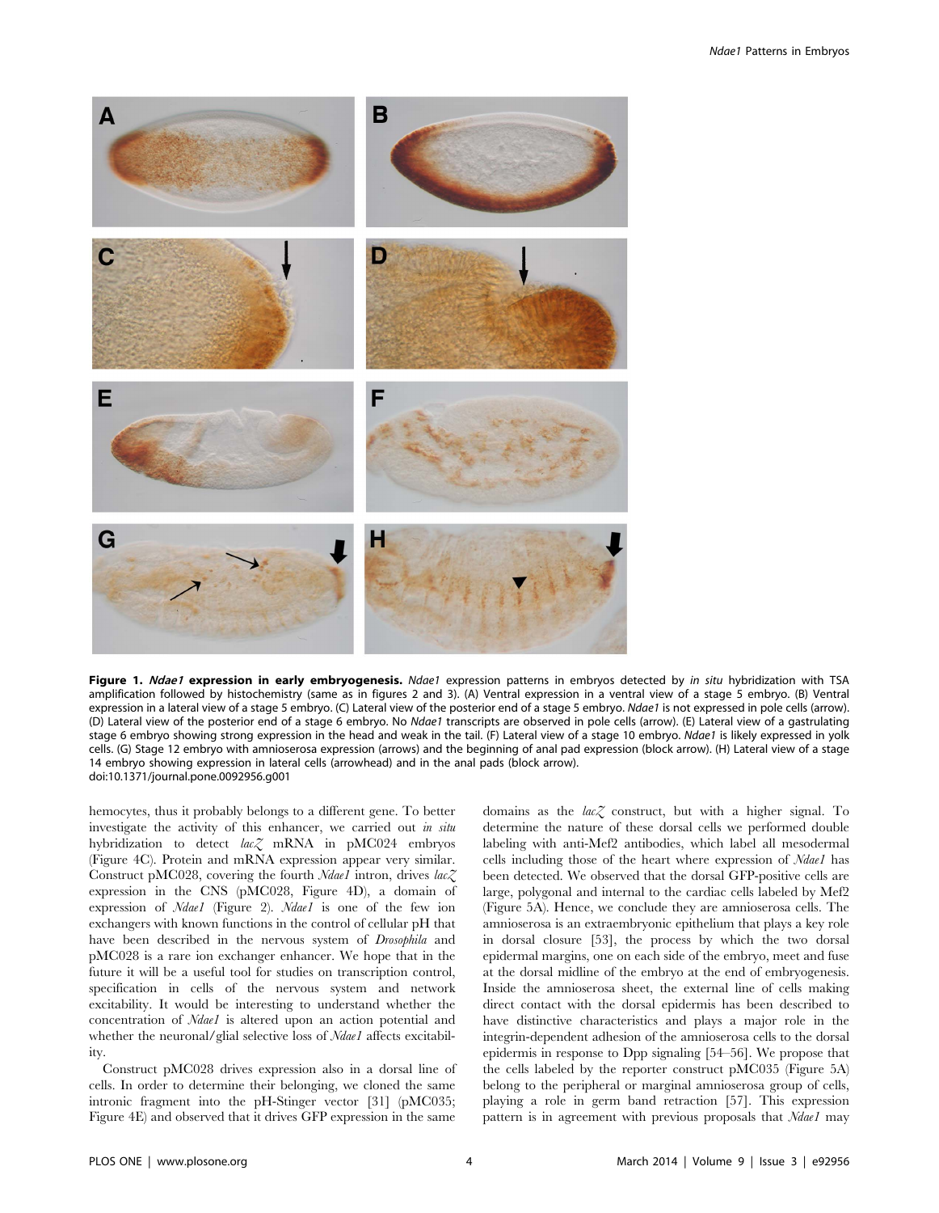**Figure 1. *Ndae1* expression in early embryogenesis.** *Ndae1* expression patterns in embryos detected by *in situ* hybridization with TSA amplification followed by histochemistry (same as in figures 2 and 3). (A) Ventral expression in a ventral view of a stage 5 embryo. (B) Ventral expression in a lateral view of a stage 5 embryo. (C) Lateral view of the posterior end of a stage 5 embryo. *Ndae1* is not expressed in pole cells (arrow). (D) Lateral view of the posterior end of a stage 6 embryo. No *Ndae1* transcripts are observed in pole cells (arrow). (E) Lateral view of a gastrulating stage 6 embryo showing strong expression in the head and weak in the tail. (F) Lateral view of a stage 10 embryo. *Ndae1* is likely expressed in yolk cells. (G) Stage 12 embryo with amnioserosa expression (arrows) and the beginning of anal pad expression (block arrow). (H) Lateral view of a stage 14 embryo showing expression in lateral cells (arrowhead) and in the anal pads (block arrow).
doi:10.1371/journal.pone.0092956.g001

hemocytes, thus it probably belongs to a different gene. To better investigate the activity of this enhancer, we carried out *in situ* hybridization to detect *lacZ* mRNA in pMC024 embryos (Figure 4C). Protein and mRNA expression appear very similar. Construct pMC028, covering the fourth *Ndae1* intron, drives *lacZ* expression in the CNS (pMC028, Figure 4D), a domain of expression of *Ndae1* (Figure 2). *Ndae1* is one of the few ion exchangers with known functions in the control of cellular pH that have been described in the nervous system of *Drosophila* and pMC028 is a rare ion exchanger enhancer. We hope that in the future it will be a useful tool for studies on transcription control, specification in cells of the nervous system and network excitability. It would be interesting to understand whether the concentration of *Ndae1* is altered upon an action potential and whether the neuronal/glial selective loss of *Ndae1* affects excitability.

Construct pMC028 drives expression also in a dorsal line of cells. In order to determine their belonging, we cloned the same intronic fragment into the pH-Stinger vector [31] (pMC035; Figure 4E) and observed that it drives GFP expression in the same domains as the *lacZ* construct, but with a higher signal. To determine the nature of these dorsal cells we performed double labeling with anti-Mef2 antibodies, which label all mesodermal cells including those of the heart where expression of *Ndae1* has been detected. We observed that the dorsal GFP-positive cells are large, polygonal and internal to the cardiac cells labeled by Mef2 (Figure 5A). Hence, we conclude they are amnioserosa cells. The amnioserosa is an extraembryonic epithelium that plays a key role in dorsal closure [53], the process by which the two dorsal epidermal margins, one on each side of the embryo, meet and fuse at the dorsal midline of the embryo at the end of embryogenesis. Inside the amnioserosa sheet, the external line of cells making direct contact with the dorsal epidermis has been described to have distinctive characteristics and plays a major role in the integrin-dependent adhesion of the amnioserosa cells to the dorsal epidermis in response to Dpp signaling [54–56]. We propose that the cells labeled by the reporter construct pMC035 (Figure 5A) belong to the peripheral or marginal amnioserosa group of cells, playing a role in germ band retraction [57]. This expression pattern is in agreement with previous proposals that *Ndae1* may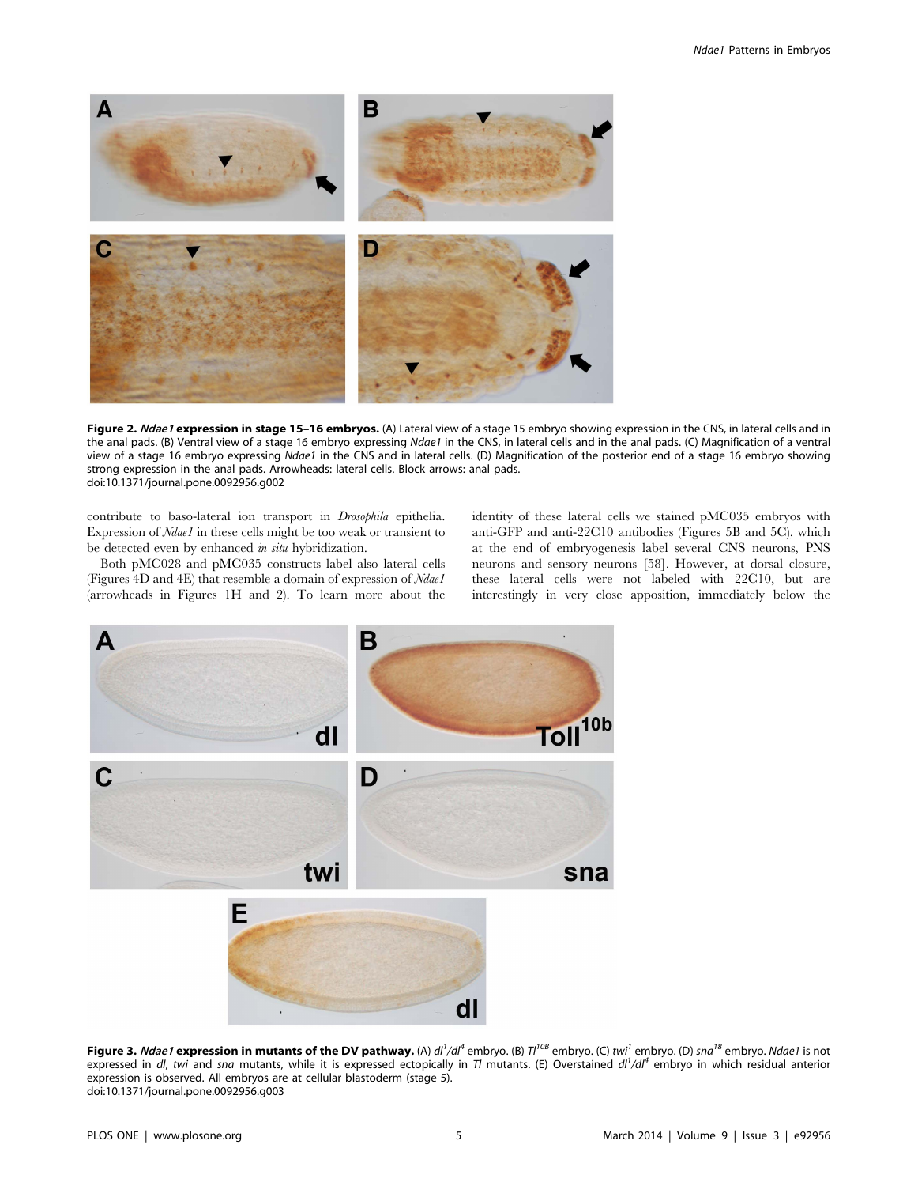**Figure 2. *Ndae1* expression in stage 15–16 embryos.** (A) Lateral view of a stage 15 embryo showing expression in the CNS, in lateral cells and in the anal pads. (B) Ventral view of a stage 16 embryo expressing *Ndae1* in the CNS, in lateral cells and in the anal pads. (C) Magnification of a ventral view of a stage 16 embryo expressing *Ndae1* in the CNS and in lateral cells. (D) Magnification of the posterior end of a stage 16 embryo showing strong expression in the anal pads. Arrowheads: lateral cells. Block arrows: anal pads.
doi:10.1371/journal.pone.0092956.g002

contribute to baso-lateral ion transport in *Drosophila* epithelia. Expression of *Ndae1* in these cells might be too weak or transient to be detected even by enhanced *in situ* hybridization.

Both pMC028 and pMC035 constructs label also lateral cells (Figures 4D and 4E) that resemble a domain of expression of *Ndae1* (arrowheads in Figures 1H and 2). To learn more about the identity of these lateral cells we stained pMC035 embryos with anti-GFP and anti-22C10 antibodies (Figures 5B and 5C), which at the end of embryogenesis label several CNS neurons, PNS neurons and sensory neurons [58]. However, at dorsal closure, these lateral cells were not labeled with 22C10, but are interestingly in very close apposition, immediately below the

**Figure 3. *Ndae1* expression in mutants of the DV pathway.** (A) $dl^1/dl^4$ embryo. (B) $Tl^{10B}$ embryo. (C) $twi^1$ embryo. (D) $sna^{18}$ embryo. *Ndae1* is not expressed in *dl*, *twi* and *sna* mutants, while it is expressed ectopically in *Tl* mutants. (E) Overstained $dl^1/dl^4$ embryo in which residual anterior expression is observed. All embryos are at cellular blastoderm (stage 5).
doi:10.1371/journal.pone.0092956.g003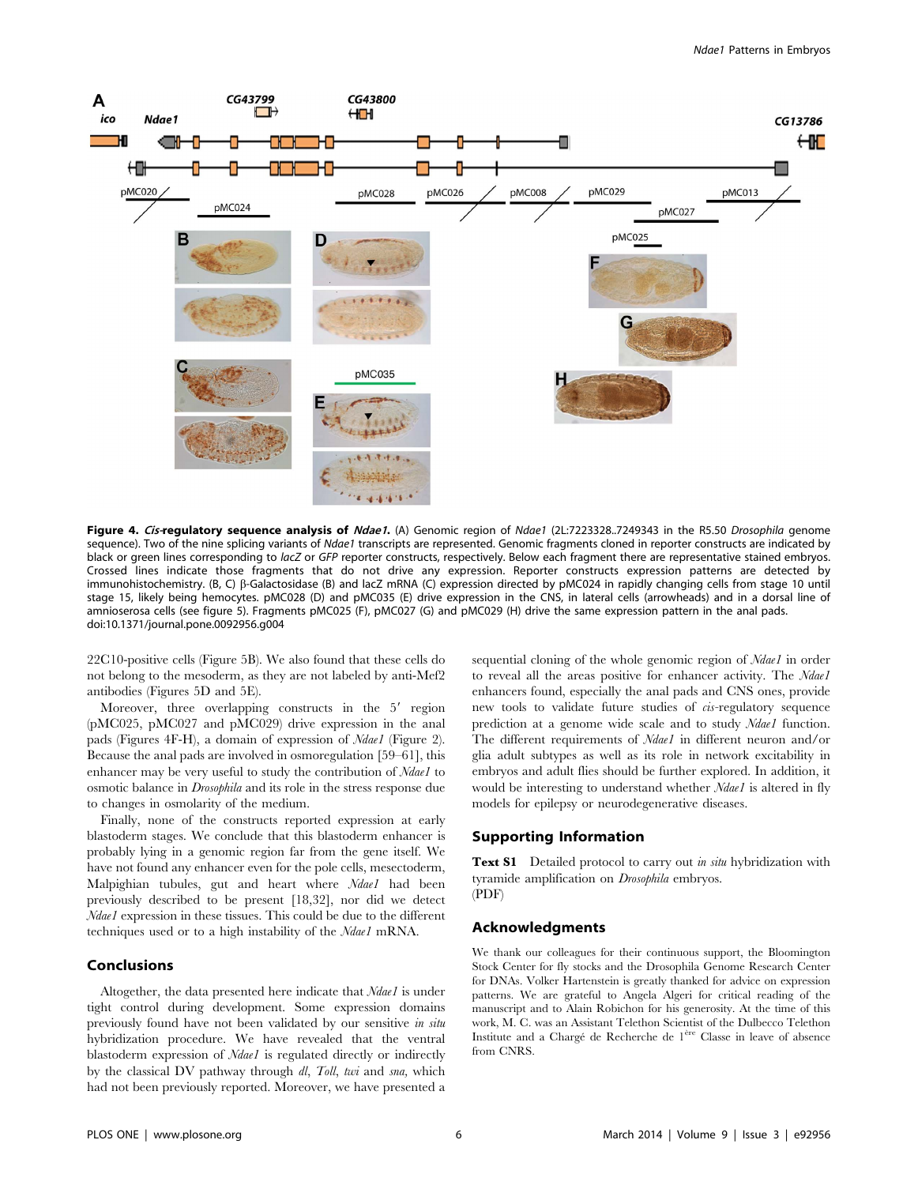**Figure 4. *Cis*-regulatory sequence analysis of *Ndae1*.** (A) Genomic region of *Ndae1* (2L:7223328..7249343 in the R5.50 *Drosophila* genome sequence). Two of the nine splicing variants of *Ndae1* transcripts are represented. Genomic fragments cloned in reporter constructs are indicated by black or green lines corresponding to *lacZ* or *GFP* reporter constructs, respectively. Below each fragment there are representative stained embryos. Crossed lines indicate those fragments that do not drive any expression. Reporter constructs expression patterns are detected by immunohistochemistry. (B, C) β-Galactosidase (B) and lacZ mRNA (C) expression directed by pMC024 in rapidly changing cells from stage 10 until stage 15, likely being hemocytes. pMC028 (D) and pMC035 (E) drive expression in the CNS, in lateral cells (arrowheads) and in a dorsal line of amnioserosa cells (see figure 5). Fragments pMC025 (F), pMC027 (G) and pMC029 (H) drive the same expression pattern in the anal pads.
doi:10.1371/journal.pone.0092956.g004

22C10-positive cells (Figure 5B). We also found that these cells do not belong to the mesoderm, as they are not labeled by anti-Mef2 antibodies (Figures 5D and 5E).

Moreover, three overlapping constructs in the 5′ region (pMC025, pMC027 and pMC029) drive expression in the anal pads (Figures 4F-H), a domain of expression of *Ndae1* (Figure 2). Because the anal pads are involved in osmoregulation [59–61], this enhancer may be very useful to study the contribution of *Ndae1* to osmotic balance in *Drosophila* and its role in the stress response due to changes in osmolarity of the medium.

Finally, none of the constructs reported expression at early blastoderm stages. We conclude that this blastoderm enhancer is probably lying in a genomic region far from the gene itself. We have not found any enhancer even for the pole cells, mesectoderm, Malpighian tubules, gut and heart where *Ndae1* had been previously described to be present [18,32], nor did we detect *Ndae1* expression in these tissues. This could be due to the different techniques used or to a high instability of the *Ndae1* mRNA.

## Conclusions

Altogether, the data presented here indicate that *Ndae1* is under tight control during development. Some expression domains previously found have not been validated by our sensitive *in situ* hybridization procedure. We have revealed that the ventral blastoderm expression of *Ndae1* is regulated directly or indirectly by the classical DV pathway through *dl*, *Toll*, *twi* and *sna*, which had not been previously reported. Moreover, we have presented a sequential cloning of the whole genomic region of *Ndae1* in order to reveal all the areas positive for enhancer activity. The *Ndae1* enhancers found, especially the anal pads and CNS ones, provide new tools to validate future studies of *cis*-regulatory sequence prediction at a genome wide scale and to study *Ndae1* function. The different requirements of *Ndae1* in different neuron and/or glia adult subtypes as well as its role in network excitability in embryos and adult flies should be further explored. In addition, it would be interesting to understand whether *Ndae1* is altered in fly models for epilepsy or neurodegenerative diseases.

## Supporting Information

**Text S1** Detailed protocol to carry out *in situ* hybridization with tyramide amplification on *Drosophila* embryos.
(PDF)

## Acknowledgments

We thank our colleagues for their continuous support, the Bloomington Stock Center for fly stocks and the Drosophila Genome Research Center for DNAs. Volker Hartenstein is greatly thanked for advice on expression patterns. We are grateful to Angela Algeri for critical reading of the manuscript and to Alain Robichon for his generosity. At the time of this work, M. C. was an Assistant Telethon Scientist of the Dulbecco Telethon Institute and a Chargé de Recherche de 1[ère] Classe in leave of absence from CNRS.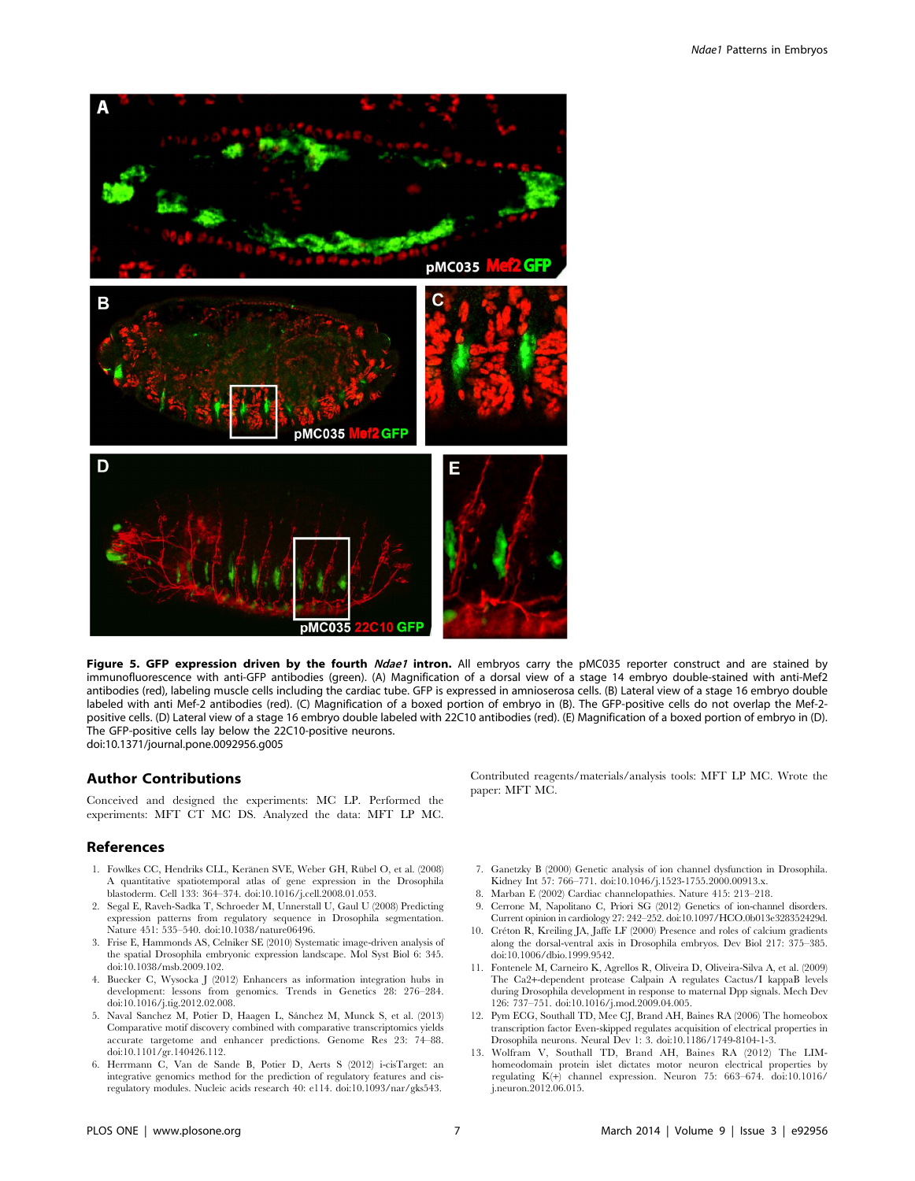**Figure 5. GFP expression driven by the fourth *Ndae1* intron.** All embryos carry the pMC035 reporter construct and are stained by immunofluorescence with anti-GFP antibodies (green). (A) Magnification of a dorsal view of a stage 14 embryo double-stained with anti-Mef2 antibodies (red), labeling muscle cells including the cardiac tube. GFP is expressed in amnioserosa cells. (B) Lateral view of a stage 16 embryo double labeled with anti Mef-2 antibodies (red). (C) Magnification of a boxed portion of embryo in (B). The GFP-positive cells do not overlap the Mef-2-positive cells. (D) Lateral view of a stage 16 embryo double labeled with 22C10 antibodies (red). (E) Magnification of a boxed portion of embryo in (D). The GFP-positive cells lay below the 22C10-positive neurons.
doi:10.1371/journal.pone.0092956.g005

## Author Contributions

Conceived and designed the experiments: MC LP. Performed the experiments: MFT CT MC DS. Analyzed the data: MFT LP MC. Contributed reagents/materials/analysis tools: MFT LP MC. Wrote the paper: MFT MC.

## References

1. Fowlkes CC, Hendriks CLL, Keränen SVE, Weber GH, Rübel O, et al. (2008) A quantitative spatiotemporal atlas of gene expression in the Drosophila blastoderm. Cell 133: 364–374. doi:10.1016/j.cell.2008.01.053.
2. Segal E, Raveh-Sadka T, Schroeder M, Unnerstall U, Gaul U (2008) Predicting expression patterns from regulatory sequence in Drosophila segmentation. Nature 451: 535–540. doi:10.1038/nature06496.
3. Frise E, Hammonds AS, Celniker SE (2010) Systematic image-driven analysis of the spatial Drosophila embryonic expression landscape. Mol Syst Biol 6: 345. doi:10.1038/msb.2009.102.
4. Buecker C, Wysocka J (2012) Enhancers as information integration hubs in development: lessons from genomics. Trends in Genetics 28: 276–284. doi:10.1016/j.tig.2012.02.008.
5. Naval Sanchez M, Potier D, Haagen L, Sánchez M, Munck S, et al. (2013) Comparative motif discovery combined with comparative transcriptomics yields accurate targetome and enhancer predictions. Genome Res 23: 74–88. doi:10.1101/gr.140426.112.
6. Herrmann C, Van de Sande B, Potier D, Aerts S (2012) i-cisTarget: an integrative genomics method for the prediction of regulatory features and cis-regulatory modules. Nucleic acids research 40: e114. doi:10.1093/nar/gks543.
7. Ganetzky B (2000) Genetic analysis of ion channel dysfunction in Drosophila. Kidney Int 57: 766–771. doi:10.1046/j.1523-1755.2000.00913.x.
8. Marban E (2002) Cardiac channelopathies. Nature 415: 213–218.
9. Cerrone M, Napolitano C, Priori SG (2012) Genetics of ion-channel disorders. Current opinion in cardiology 27: 242–252. doi:10.1097/HCO.0b013e328352429d.
10. Créton R, Kreiling JA, Jaffe LF (2000) Presence and roles of calcium gradients along the dorsal-ventral axis in Drosophila embryos. Dev Biol 217: 375–385. doi:10.1006/dbio.1999.9542.
11. Fontenele M, Carneiro K, Agrellos R, Oliveira D, Oliveira-Silva A, et al. (2009) The Ca2+-dependent protease Calpain A regulates Cactus/I kappaB levels during Drosophila development in response to maternal Dpp signals. Mech Dev 126: 737–751. doi:10.1016/j.mod.2009.04.005.
12. Pym ECG, Southall TD, Mee CJ, Brand AH, Baines RA (2006) The homeobox transcription factor Even-skipped regulates acquisition of electrical properties in Drosophila neurons. Neural Dev 1: 3. doi:10.1186/1749-8104-1-3.
13. Wolfram V, Southall TD, Brand AH, Baines RA (2012) The LIM-homeodomain protein islet dictates motor neuron electrical properties by regulating K(+) channel expression. Neuron 75: 663–674. doi:10.1016/j.neuron.2012.06.015.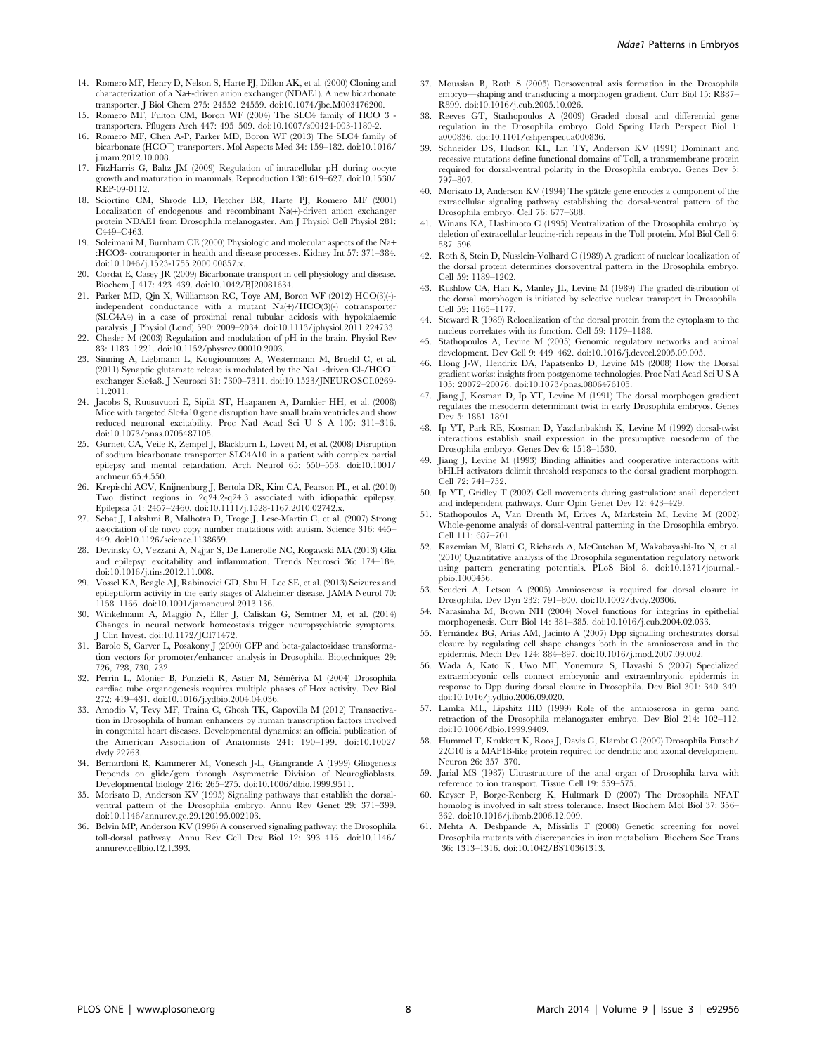14. Romero MF, Henry D, Nelson S, Harte PJ, Dillon AK, et al. (2000) Cloning and characterization of a Na+-driven anion exchanger (NDAE1). A new bicarbonate transporter. J Biol Chem 275: 24552–24559. doi:10.1074/jbc.M003476200.
15. Romero MF, Fulton CM, Boron WF (2004) The SLC4 family of HCO 3 - transporters. Pflugers Arch 447: 495–509. doi:10.1007/s00424-003-1180-2.
16. Romero MF, Chen A-P, Parker MD, Boron WF (2013) The SLC4 family of bicarbonate ($HCO^-$) transporters. Mol Aspects Med 34: 159–182. doi:10.1016/j.mam.2012.10.008.
17. FitzHarris G, Baltz JM (2009) Regulation of intracellular pH during oocyte growth and maturation in mammals. Reproduction 138: 619–627. doi:10.1530/REP-09-0112.
18. Sciortino CM, Shrode LD, Fletcher BR, Harte PJ, Romero MF (2001) Localization of endogenous and recombinant Na(+)-driven anion exchanger protein NDAE1 from Drosophila melanogaster. Am J Physiol Cell Physiol 281: C449–C463.
19. Soleimani M, Burnham CE (2000) Physiologic and molecular aspects of the Na+ :HCO3- cotransporter in health and disease processes. Kidney Int 57: 371–384. doi:10.1046/j.1523-1755.2000.00857.x.
20. Cordat E, Casey JR (2009) Bicarbonate transport in cell physiology and disease. Biochem J 417: 423–439. doi:10.1042/BJ20081634.
21. Parker MD, Qin X, Williamson RC, Toye AM, Boron WF (2012) HCO(3)(-)-independent conductance with a mutant Na(+)/HCO(3)(-) cotransporter (SLC4A4) in a case of proximal renal tubular acidosis with hypokalaemic paralysis. J Physiol (Lond) 590: 2009–2034. doi:10.1113/jphysiol.2011.224733.
22. Chesler M (2003) Regulation and modulation of pH in the brain. Physiol Rev 83: 1183–1221. doi:10.1152/physrev.00010.2003.
23. Sinning A, Liebmann L, Kougioumtzes A, Westermann M, Bruehl C, et al. (2011) Synaptic glutamate release is modulated by the Na+ -driven Cl-/$HCO^-$ exchanger Slc4a8. J Neurosci 31: 7300–7311. doi:10.1523/JNEUROSCI.0269-11.2011.
24. Jacobs S, Ruusuvuori E, Sipilä ST, Haapanen A, Damkier HH, et al. (2008) Mice with targeted Slc4a10 gene disruption have small brain ventricles and show reduced neuronal excitability. Proc Natl Acad Sci U S A 105: 311–316. doi:10.1073/pnas.0705487105.
25. Gurnett CA, Veile R, Zempel J, Blackburn L, Lovett M, et al. (2008) Disruption of sodium bicarbonate transporter SLC4A10 in a patient with complex partial epilepsy and mental retardation. Arch Neurol 65: 550–553. doi:10.1001/archneur.65.4.550.
26. Krepischi ACV, Knijnenburg J, Bertola DR, Kim CA, Pearson PL, et al. (2010) Two distinct regions in 2q24.2-q24.3 associated with idiopathic epilepsy. Epilepsia 51: 2457–2460. doi:10.1111/j.1528-1167.2010.02742.x.
27. Sebat J, Lakshmi B, Malhotra D, Troge J, Lese-Martin C, et al. (2007) Strong association of de novo copy number mutations with autism. Science 316: 445–449. doi:10.1126/science.1138659.
28. Devinsky O, Vezzani A, Najjar S, De Lanerolle NC, Rogawski MA (2013) Glia and epilepsy: excitability and inflammation. Trends Neurosci 36: 174–184. doi:10.1016/j.tins.2012.11.008.
29. Vossel KA, Beagle AJ, Rabinovici GD, Shu H, Lee SE, et al. (2013) Seizures and epileptiform activity in the early stages of Alzheimer disease. JAMA Neurol 70: 1158–1166. doi:10.1001/jamaneurol.2013.136.
30. Winkelmann A, Maggio N, Eller J, Caliskan G, Semtner M, et al. (2014) Changes in neural network homeostasis trigger neuropsychiatric symptoms. J Clin Invest. doi:10.1172/JCI71472.
31. Barolo S, Carver L, Posakony J (2000) GFP and beta-galactosidase transformation vectors for promoter/enhancer analysis in Drosophila. Biotechniques 29: 726, 728, 730, 732.
32. Perrin L, Monier B, Ponzielli R, Astier M, Sémériva M (2004) Drosophila cardiac tube organogenesis requires multiple phases of Hox activity. Dev Biol 272: 419–431. doi:10.1016/j.ydbio.2004.04.036.
33. Amodio V, Tevy MF, Traina C, Ghosh TK, Capovilla M (2012) Transactivation in Drosophila of human enhancers by human transcription factors involved in congenital heart diseases. Developmental dynamics: an official publication of the American Association of Anatomists 241: 190–199. doi:10.1002/dvdy.22763.
34. Bernardoni R, Kammerer M, Vonesch J-L, Giangrande A (1999) Gliogenesis Depends on glide/gcm through Asymmetric Division of Neuroglioblasts. Developmental biology 216: 265–275. doi:10.1006/dbio.1999.9511.
35. Morisato D, Anderson KV (1995) Signaling pathways that establish the dorsal-ventral pattern of the Drosophila embryo. Annu Rev Genet 29: 371–399. doi:10.1146/annurev.ge.29.120195.002103.
36. Belvin MP, Anderson KV (1996) A conserved signaling pathway: the Drosophila toll-dorsal pathway. Annu Rev Cell Dev Biol 12: 393–416. doi:10.1146/annurev.cellbio.12.1.393.
37. Moussian B, Roth S (2005) Dorsoventral axis formation in the Drosophila embryo—shaping and transducing a morphogen gradient. Curr Biol 15: R887–R899. doi:10.1016/j.cub.2005.10.026.
38. Reeves GT, Stathopoulos A (2009) Graded dorsal and differential gene regulation in the Drosophila embryo. Cold Spring Harb Perspect Biol 1: a000836. doi:10.1101/cshperspect.a000836.
39. Schneider DS, Hudson KL, Lin TY, Anderson KV (1991) Dominant and recessive mutations define functional domains of Toll, a transmembrane protein required for dorsal-ventral polarity in the Drosophila embryo. Genes Dev 5: 797–807.
40. Morisato D, Anderson KV (1994) The spätzle gene encodes a component of the extracellular signaling pathway establishing the dorsal-ventral pattern of the Drosophila embryo. Cell 76: 677–688.
41. Winans KA, Hashimoto C (1995) Ventralization of the Drosophila embryo by deletion of extracellular leucine-rich repeats in the Toll protein. Mol Biol Cell 6: 587–596.
42. Roth S, Stein D, Nüsslein-Volhard C (1989) A gradient of nuclear localization of the dorsal protein determines dorsoventral pattern in the Drosophila embryo. Cell 59: 1189–1202.
43. Rushlow CA, Han K, Manley JL, Levine M (1989) The graded distribution of the dorsal morphogen is initiated by selective nuclear transport in Drosophila. Cell 59: 1165–1177.
44. Steward R (1989) Relocalization of the dorsal protein from the cytoplasm to the nucleus correlates with its function. Cell 59: 1179–1188.
45. Stathopoulos A, Levine M (2005) Genomic regulatory networks and animal development. Dev Cell 9: 449–462. doi:10.1016/j.devcel.2005.09.005.
46. Hong J-W, Hendrix DA, Papatsenko D, Levine MS (2008) How the Dorsal gradient works: insights from postgenome technologies. Proc Natl Acad Sci U S A 105: 20072–20076. doi:10.1073/pnas.0806476105.
47. Jiang J, Kosman D, Ip YT, Levine M (1991) The dorsal morphogen gradient regulates the mesoderm determinant twist in early Drosophila embryos. Genes Dev 5: 1881–1891.
48. Ip YT, Park RE, Kosman D, Yazdanbakhsh K, Levine M (1992) dorsal-twist interactions establish snail expression in the presumptive mesoderm of the Drosophila embryo. Genes Dev 6: 1518–1530.
49. Jiang J, Levine M (1993) Binding affinities and cooperative interactions with bHLH activators delimit threshold responses to the dorsal gradient morphogen. Cell 72: 741–752.
50. Ip YT, Gridley T (2002) Cell movements during gastrulation: snail dependent and independent pathways. Curr Opin Genet Dev 12: 423–429.
51. Stathopoulos A, Van Drenth M, Erives A, Markstein M, Levine M (2002) Whole-genome analysis of dorsal-ventral patterning in the Drosophila embryo. Cell 111: 687–701.
52. Kazemian M, Blatti C, Richards A, McCutchan M, Wakabayashi-Ito N, et al. (2010) Quantitative analysis of the Drosophila segmentation regulatory network using pattern generating potentials. PLoS Biol 8. doi:10.1371/journal.pbio.1000456.
53. Scuderi A, Letsou A (2005) Amnioserosa is required for dorsal closure in Drosophila. Dev Dyn 232: 791–800. doi:10.1002/dvdy.20306.
54. Narasimha M, Brown NH (2004) Novel functions for integrins in epithelial morphogenesis. Curr Biol 14: 381–385. doi:10.1016/j.cub.2004.02.033.
55. Fernández BG, Arias AM, Jacinto A (2007) Dpp signalling orchestrates dorsal closure by regulating cell shape changes both in the amnioserosa and in the epidermis. Mech Dev 124: 884–897. doi:10.1016/j.mod.2007.09.002.
56. Wada A, Kato K, Uwo MF, Yonemura S, Hayashi S (2007) Specialized extraembryonic cells connect embryonic and extraembryonic epidermis in response to Dpp during dorsal closure in Drosophila. Dev Biol 301: 340–349. doi:10.1016/j.ydbio.2006.09.020.
57. Lamka ML, Lipshitz HD (1999) Role of the amnioserosa in germ band retraction of the Drosophila melanogaster embryo. Dev Biol 214: 102–112. doi:10.1006/dbio.1999.9409.
58. Hummel T, Krukkert K, Roos J, Davis G, Klämbt C (2000) Drosophila Futsch/22C10 is a MAP1B-like protein required for dendritic and axonal development. Neuron 26: 357–370.
59. Jarial MS (1987) Ultrastructure of the anal organ of Drosophila larva with reference to ion transport. Tissue Cell 19: 559–575.
60. Keyser P, Borge-Renberg K, Hultmark D (2007) The Drosophila NFAT homolog is involved in salt stress tolerance. Insect Biochem Mol Biol 37: 356–362. doi:10.1016/j.ibmb.2006.12.009.
61. Mehta A, Deshpande A, Missirlis F (2008) Genetic screening for novel Drosophila mutants with discrepancies in iron metabolism. Biochem Soc Trans 36: 1313–1316. doi:10.1042/BST0361313.